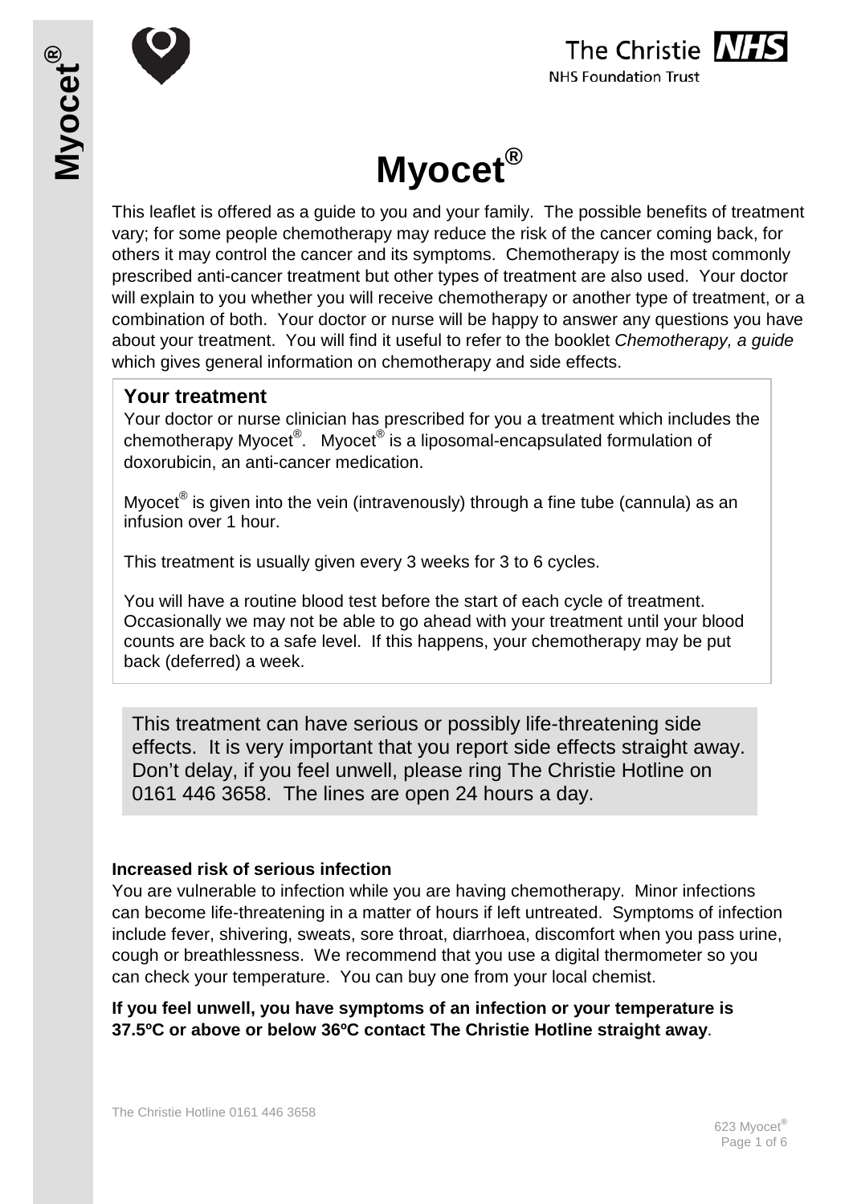# Myocet®

This leaflet is offered as a guide to you and your family. The possible benefits of treatment vary; for some people chemotherapy may reduce the risk of the cancer coming back, for others it may control the cancer and its symptoms. Chemotherapy is the most commonly prescribed anti-cancer treatment but other types of treatment are also used. Your doctor will explain to you whether you will receive chemotherapy or another type of treatment, or a combination of both. Your doctor or nurse will be happy to answer any questions you have about your treatment. You will find it useful to refer to the booklet *Chemotherapy, a guide* which gives general information on chemotherapy and side effects.

## Your treatment

Your doctor or nurse clinician has prescribed for you a treatment which includes the chemotherapy Myocet®. Myocet® is a liposomal-encapsulated formulation of doxorubicin, an anti-cancer medication.

Myocet® is given into the vein (intravenously) through a fine tube (cannula) as an infusion over 1 hour.

This treatment is usually given every 3 weeks for 3 to 6 cycles.

You will have a routine blood test before the start of each cycle of treatment. Occasionally we may not be able to go ahead with your treatment until your blood counts are back to a safe level. If this happens, your chemotherapy may be put back (deferred) a week.

This treatment can have serious or possibly life-threatening side effects. It is very important that you report side effects straight away. Don't delay, if you feel unwell, please ring The Christie Hotline on 0161 446 3658. The lines are open 24 hours a day.

**Increased risk of serious infection**

You are vulnerable to infection while you are having chemotherapy. Minor infections can become life-threatening in a matter of hours if left untreated. Symptoms of infection include fever, shivering, sweats, sore throat, diarrhoea, discomfort when you pass urine, cough or breathlessness. We recommend that you use a digital thermometer so you can check your temperature. You can buy one from your local chemist.

**If you feel unwell, you have symptoms of an infection or your temperature is 37.5ºC or above or below 36ºC contact The Christie Hotline straight away**.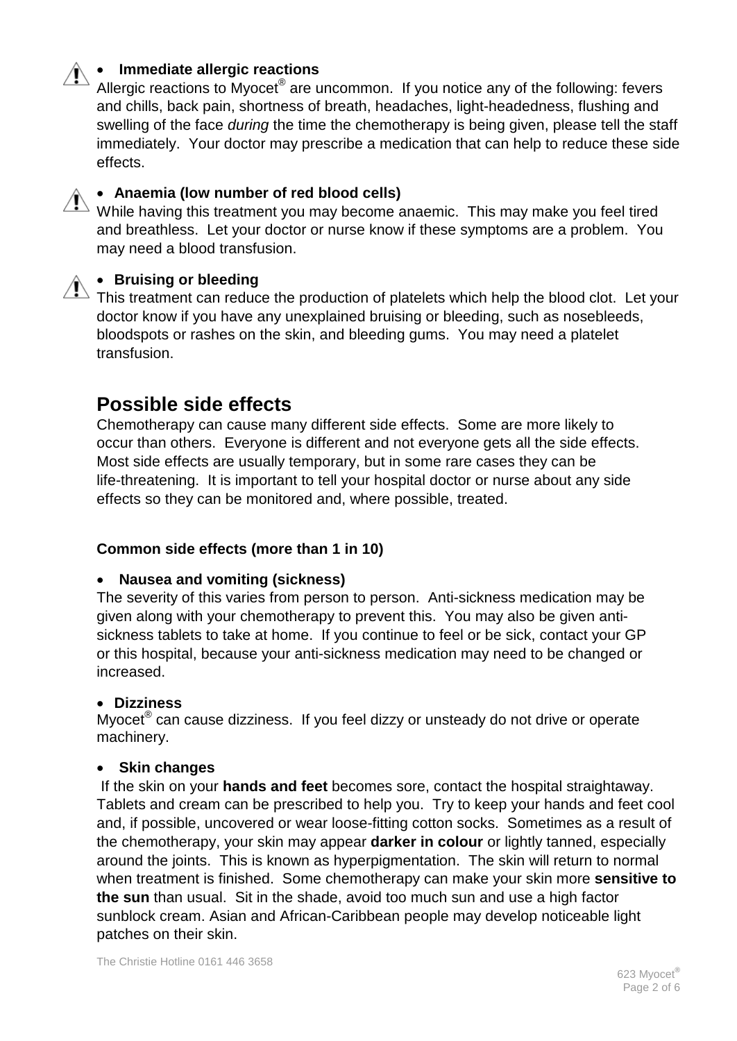- **Immediate allergic reactions**

Allergic reactions to Myocet® are uncommon. If you notice any of the following: fevers and chills, back pain, shortness of breath, headaches, light-headedness, flushing and swelling of the face *during* the time the chemotherapy is being given, please tell the staff immediately. Your doctor may prescribe a medication that can help to reduce these side effects.

- **Anaemia (low number of red blood cells)**

While having this treatment you may become anaemic. This may make you feel tired and breathless. Let your doctor or nurse know if these symptoms are a problem. You may need a blood transfusion.

- **Bruising or bleeding**

This treatment can reduce the production of platelets which help the blood clot. Let your doctor know if you have any unexplained bruising or bleeding, such as nosebleeds, bloodspots or rashes on the skin, and bleeding gums. You may need a platelet transfusion.

## Possible side effects

Chemotherapy can cause many different side effects. Some are more likely to occur than others. Everyone is different and not everyone gets all the side effects. Most side effects are usually temporary, but in some rare cases they can be life-threatening. It is important to tell your hospital doctor or nurse about any side effects so they can be monitored and, where possible, treated.

### Common side effects (more than 1 in 10)

- **Nausea and vomiting (sickness)**

The severity of this varies from person to person. Anti-sickness medication may be given along with your chemotherapy to prevent this. You may also be given anti-sickness tablets to take at home. If you continue to feel or be sick, contact your GP or this hospital, because your anti-sickness medication may need to be changed or increased.

- **Dizziness**

Myocet® can cause dizziness. If you feel dizzy or unsteady do not drive or operate machinery.

- **Skin changes**

If the skin on your **hands and feet** becomes sore, contact the hospital straightaway. Tablets and cream can be prescribed to help you. Try to keep your hands and feet cool and, if possible, uncovered or wear loose-fitting cotton socks. Sometimes as a result of the chemotherapy, your skin may appear **darker in colour** or lightly tanned, especially around the joints. This is known as hyperpigmentation. The skin will return to normal when treatment is finished. Some chemotherapy can make your skin more **sensitive to the sun** than usual. Sit in the shade, avoid too much sun and use a high factor sunblock cream. Asian and African-Caribbean people may develop noticeable light patches on their skin.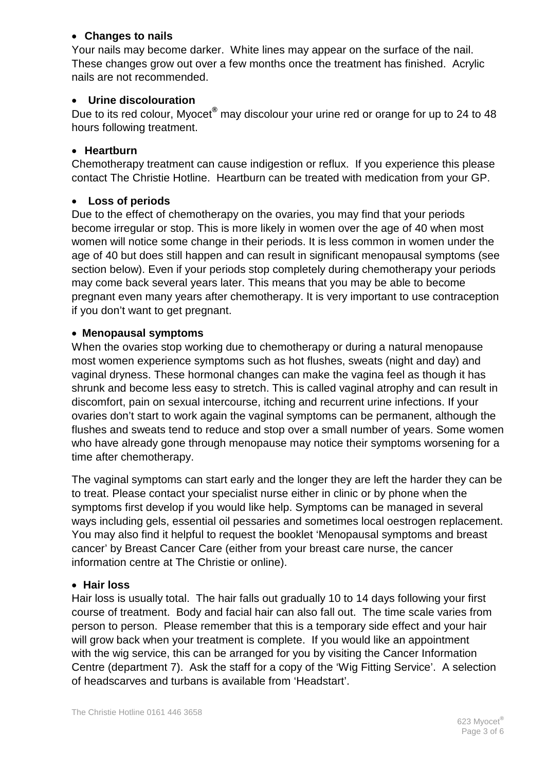- **Changes to nails**

Your nails may become darker. White lines may appear on the surface of the nail. These changes grow out over a few months once the treatment has finished. Acrylic nails are not recommended.

- **Urine discolouration**

Due to its red colour, Myocet® may discolour your urine red or orange for up to 24 to 48 hours following treatment.

- **Heartburn**

Chemotherapy treatment can cause indigestion or reflux. If you experience this please contact The Christie Hotline. Heartburn can be treated with medication from your GP.

- **Loss of periods**

Due to the effect of chemotherapy on the ovaries, you may find that your periods become irregular or stop. This is more likely in women over the age of 40 when most women will notice some change in their periods. It is less common in women under the age of 40 but does still happen and can result in significant menopausal symptoms (see section below). Even if your periods stop completely during chemotherapy your periods may come back several years later. This means that you may be able to become pregnant even many years after chemotherapy. It is very important to use contraception if you don't want to get pregnant.

- **Menopausal symptoms**

When the ovaries stop working due to chemotherapy or during a natural menopause most women experience symptoms such as hot flushes, sweats (night and day) and vaginal dryness. These hormonal changes can make the vagina feel as though it has shrunk and become less easy to stretch. This is called vaginal atrophy and can result in discomfort, pain on sexual intercourse, itching and recurrent urine infections. If your ovaries don't start to work again the vaginal symptoms can be permanent, although the flushes and sweats tend to reduce and stop over a small number of years. Some women who have already gone through menopause may notice their symptoms worsening for a time after chemotherapy.

The vaginal symptoms can start early and the longer they are left the harder they can be to treat. Please contact your specialist nurse either in clinic or by phone when the symptoms first develop if you would like help. Symptoms can be managed in several ways including gels, essential oil pessaries and sometimes local oestrogen replacement. You may also find it helpful to request the booklet 'Menopausal symptoms and breast cancer' by Breast Cancer Care (either from your breast care nurse, the cancer information centre at The Christie or online).

- **Hair loss**

Hair loss is usually total. The hair falls out gradually 10 to 14 days following your first course of treatment. Body and facial hair can also fall out. The time scale varies from person to person. Please remember that this is a temporary side effect and your hair will grow back when your treatment is complete. If you would like an appointment with the wig service, this can be arranged for you by visiting the Cancer Information Centre (department 7). Ask the staff for a copy of the 'Wig Fitting Service'. A selection of headscarves and turbans is available from 'Headstart'.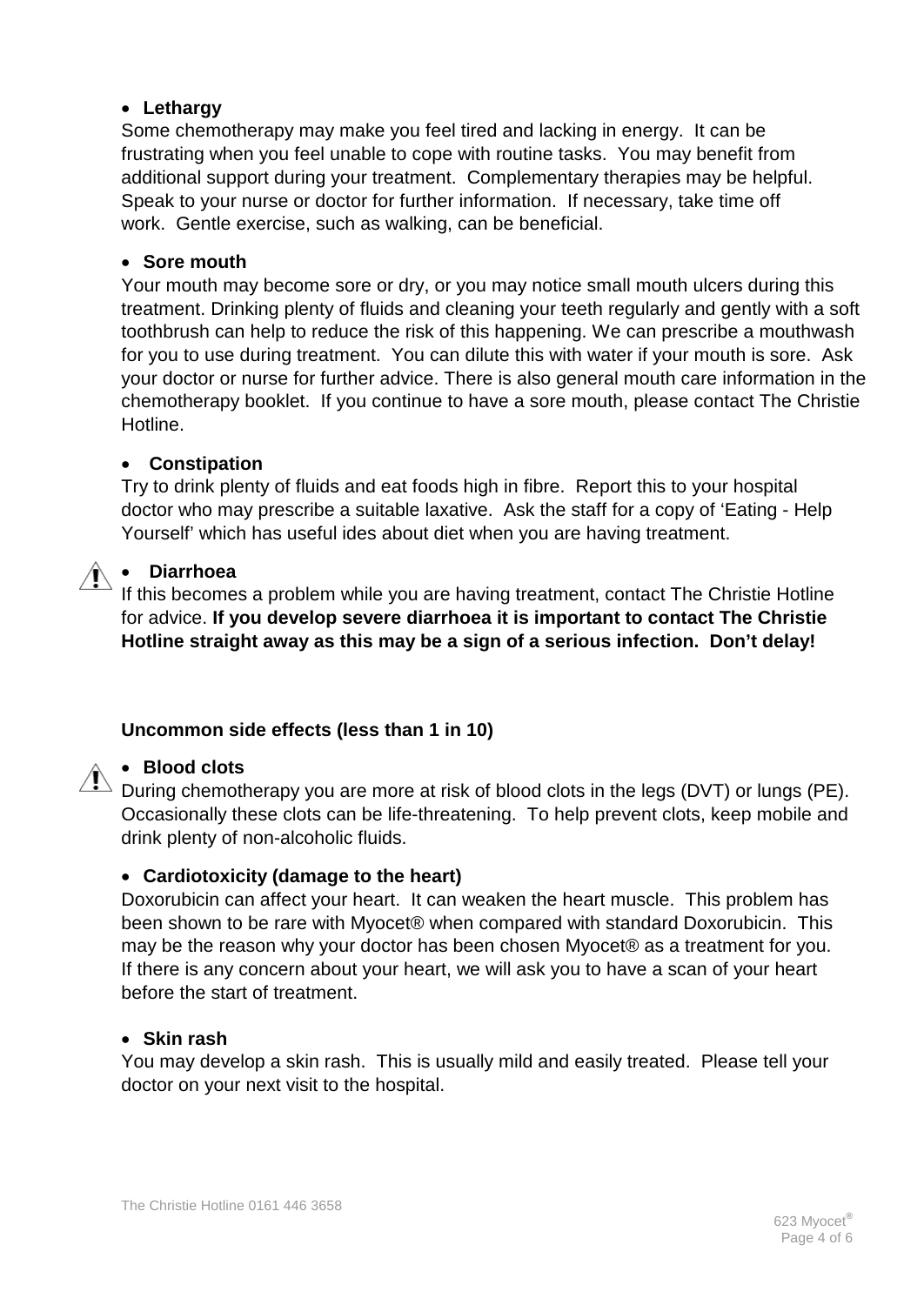- **Lethargy**
  Some chemotherapy may make you feel tired and lacking in energy. It can be frustrating when you feel unable to cope with routine tasks. You may benefit from additional support during your treatment. Complementary therapies may be helpful. Speak to your nurse or doctor for further information. If necessary, take time off work. Gentle exercise, such as walking, can be beneficial.

- **Sore mouth**
  Your mouth may become sore or dry, or you may notice small mouth ulcers during this treatment. Drinking plenty of fluids and cleaning your teeth regularly and gently with a soft toothbrush can help to reduce the risk of this happening. We can prescribe a mouthwash for you to use during treatment. You can dilute this with water if your mouth is sore. Ask your doctor or nurse for further advice. There is also general mouth care information in the chemotherapy booklet. If you continue to have a sore mouth, please contact The Christie Hotline.

- **Constipation**
  Try to drink plenty of fluids and eat foods high in fibre. Report this to your hospital doctor who may prescribe a suitable laxative. Ask the staff for a copy of 'Eating - Help Yourself' which has useful ides about diet when you are having treatment.

- **Diarrhoea**
  If this becomes a problem while you are having treatment, contact The Christie Hotline for advice. **If you develop severe diarrhoea it is important to contact The Christie Hotline straight away as this may be a sign of a serious infection. Don't delay!**

**Uncommon side effects (less than 1 in 10)**

- **Blood clots**
  During chemotherapy you are more at risk of blood clots in the legs (DVT) or lungs (PE). Occasionally these clots can be life-threatening. To help prevent clots, keep mobile and drink plenty of non-alcoholic fluids.

- **Cardiotoxicity (damage to the heart)**
  Doxorubicin can affect your heart. It can weaken the heart muscle. This problem has been shown to be rare with Myocet® when compared with standard Doxorubicin. This may be the reason why your doctor has been chosen Myocet® as a treatment for you. If there is any concern about your heart, we will ask you to have a scan of your heart before the start of treatment.

- **Skin rash**
  You may develop a skin rash. This is usually mild and easily treated. Please tell your doctor on your next visit to the hospital.

The Christie Hotline 0161 446 3658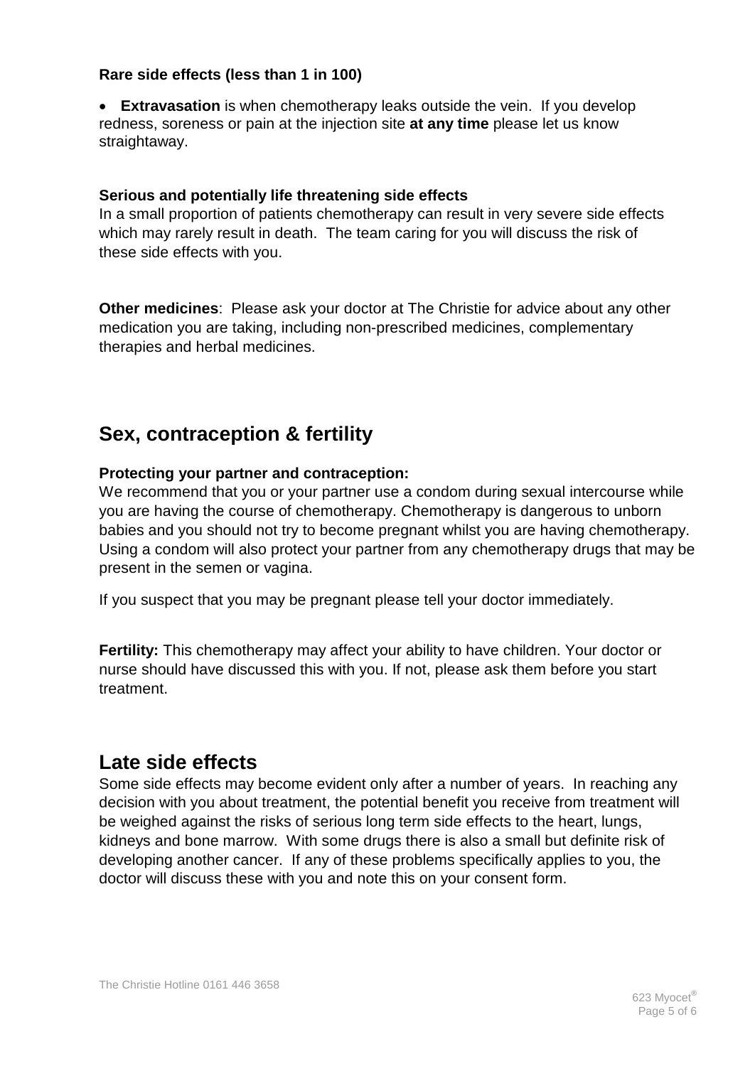**Rare side effects (less than 1 in 100)**

- **Extravasation** is when chemotherapy leaks outside the vein. If you develop redness, soreness or pain at the injection site **at any time** please let us know straightaway.

**Serious and potentially life threatening side effects**

In a small proportion of patients chemotherapy can result in very severe side effects which may rarely result in death. The team caring for you will discuss the risk of these side effects with you.

**Other medicines**: Please ask your doctor at The Christie for advice about any other medication you are taking, including non-prescribed medicines, complementary therapies and herbal medicines.

## Sex, contraception & fertility

**Protecting your partner and contraception:**

We recommend that you or your partner use a condom during sexual intercourse while you are having the course of chemotherapy. Chemotherapy is dangerous to unborn babies and you should not try to become pregnant whilst you are having chemotherapy. Using a condom will also protect your partner from any chemotherapy drugs that may be present in the semen or vagina.

If you suspect that you may be pregnant please tell your doctor immediately.

**Fertility:** This chemotherapy may affect your ability to have children. Your doctor or nurse should have discussed this with you. If not, please ask them before you start treatment.

## Late side effects

Some side effects may become evident only after a number of years. In reaching any decision with you about treatment, the potential benefit you receive from treatment will be weighed against the risks of serious long term side effects to the heart, lungs, kidneys and bone marrow. With some drugs there is also a small but definite risk of developing another cancer. If any of these problems specifically applies to you, the doctor will discuss these with you and note this on your consent form.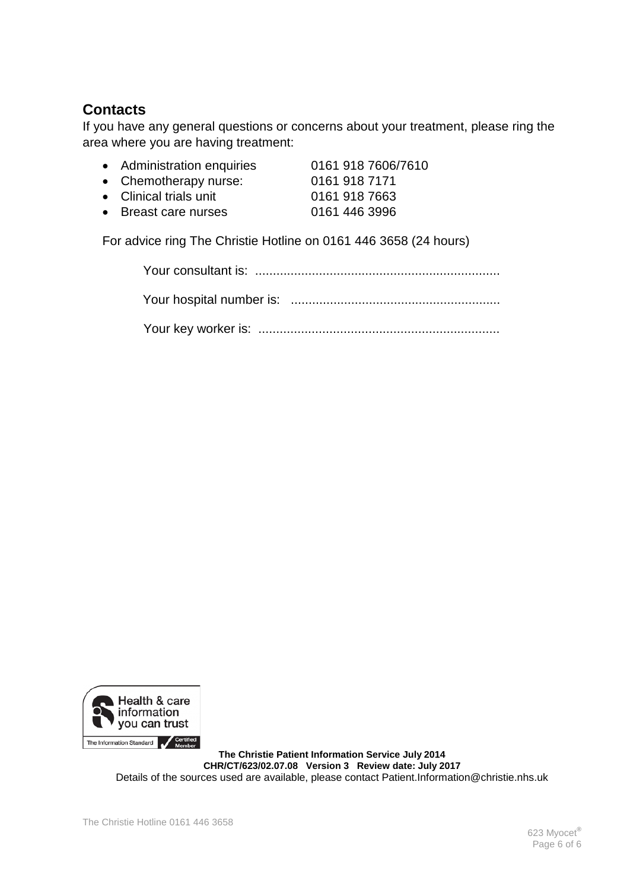## Contacts

If you have any general questions or concerns about your treatment, please ring the area where you are having treatment:

- Administration enquiries 0161 918 7606/7610
- Chemotherapy nurse: 0161 918 7171
- Clinical trials unit 0161 918 7663
- Breast care nurses 0161 446 3996

For advice ring The Christie Hotline on 0161 446 3658 (24 hours)

Your consultant is: ....................................................................

Your hospital number is: ..........................................................

Your key worker is: ...................................................................

Health & care information you can trust

The Information Standard Certified Member

**The Christie Patient Information Service July 2014**
**CHR/CT/623/02.07.08 Version 3 Review date: July 2017**
Details of the sources used are available, please contact Patient.Information@christie.nhs.uk